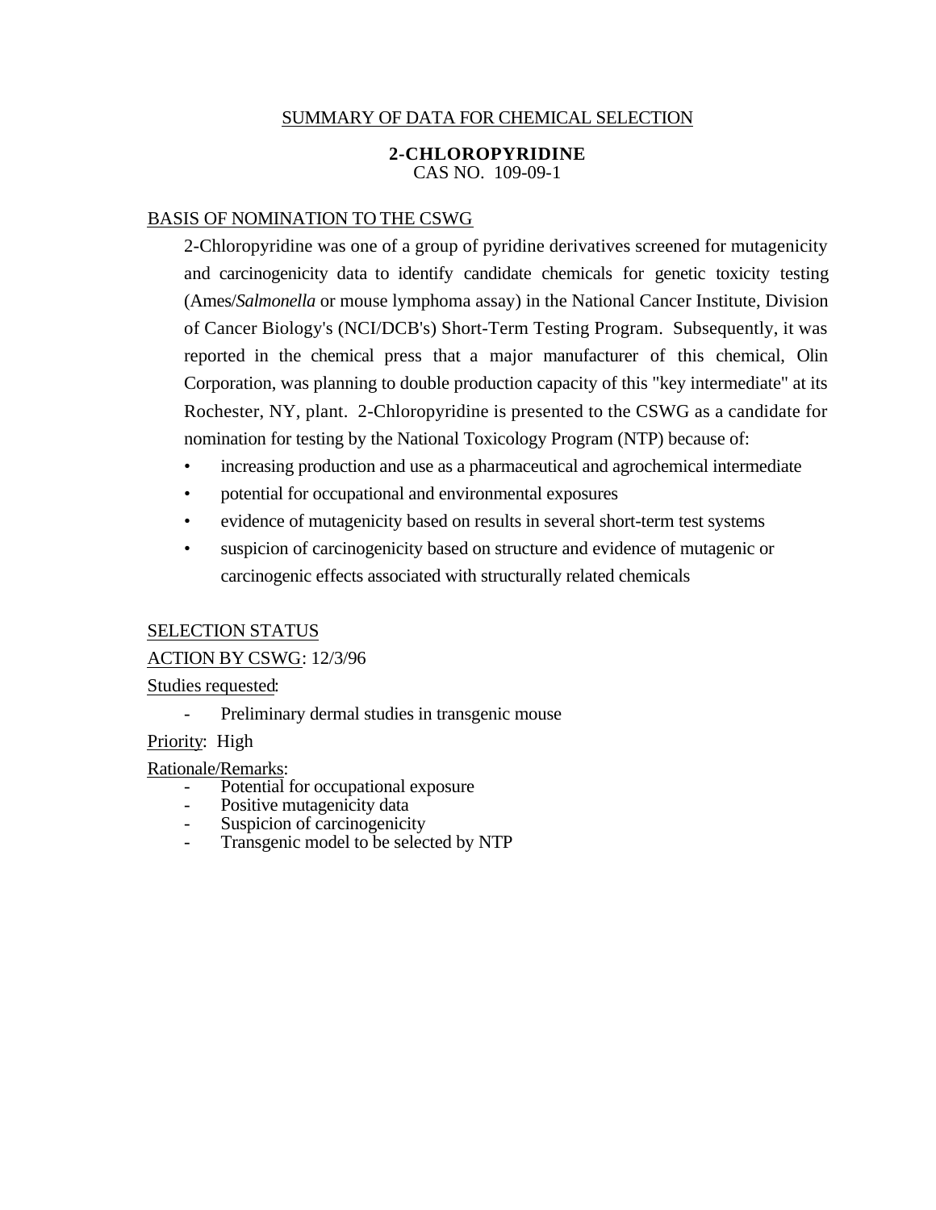## SUMMARY OF DATA FOR CHEMICAL SELECTION

### 2-CHLOROPYRIDINE

CAS NO. 109-09-1

### BASIS OF NOMINATION TO THE CSWG

2-Chloropyridine was one of a group of pyridine derivatives screened for mutagenicity and carcinogenicity data to identify candidate chemicals for genetic toxicity testing (Ames/*Salmonella* or mouse lymphoma assay) in the National Cancer Institute, Division of Cancer Biology's (NCI/DCB's) Short-Term Testing Program. Subsequently, it was reported in the chemical press that a major manufacturer of this chemical, Olin Corporation, was planning to double production capacity of this "key intermediate" at its Rochester, NY, plant. 2-Chloropyridine is presented to the CSWG as a candidate for nomination for testing by the National Toxicology Program (NTP) because of:

- increasing production and use as a pharmaceutical and agrochemical intermediate
- potential for occupational and environmental exposures
- evidence of mutagenicity based on results in several short-term test systems
- suspicion of carcinogenicity based on structure and evidence of mutagenic or carcinogenic effects associated with structurally related chemicals

### SELECTION STATUS

ACTION BY CSWG: 12/3/96

Studies requested:

- Preliminary dermal studies in transgenic mouse

Priority: High

Rationale/Remarks:

- Potential for occupational exposure
- Positive mutagenicity data
- Suspicion of carcinogenicity
- Transgenic model to be selected by NTP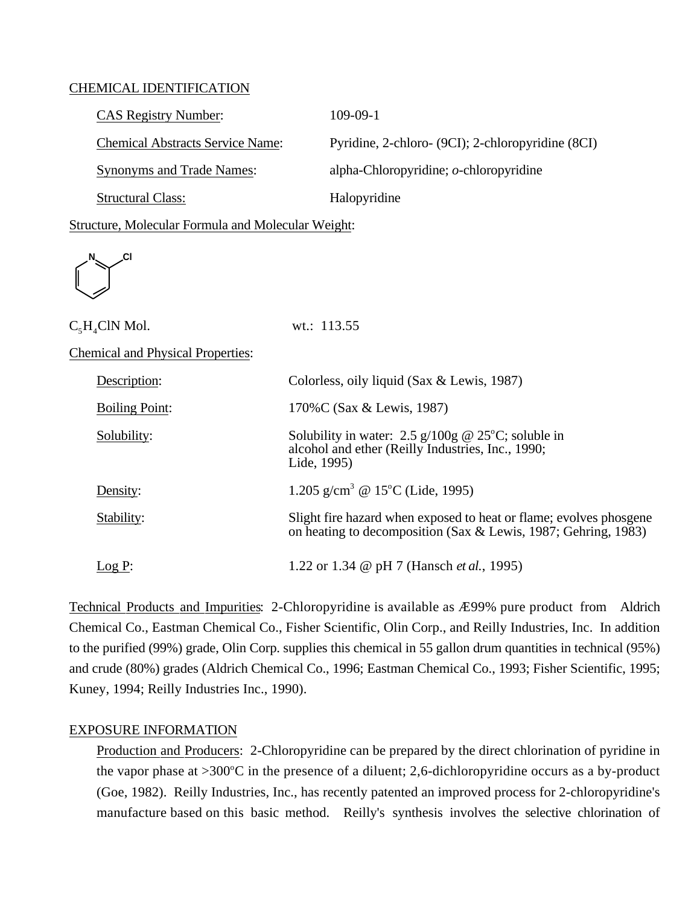CHEMICAL IDENTIFICATION

| | |
|---|---|
| CAS Registry Number: | 109-09-1 |
| Chemical Abstracts Service Name: | Pyridine, 2-chloro- (9CI); 2-chloropyridine (8CI) |
| Synonyms and Trade Names: | alpha-Chloropyridine; *o*-chloropyridine |
| Structural Class: | Halopyridine |

Structure, Molecular Formula and Molecular Weight:

$C_5H_4ClN$ Mol. wt.: 113.55

Chemical and Physical Properties:

| | |
|---|---|
| Description: | Colorless, oily liquid (Sax & Lewis, 1987) |
| Boiling Point: | 170%C (Sax & Lewis, 1987) |
| Solubility: | Solubility in water: 2.5 g/100g @ 25°C; soluble in alcohol and ether (Reilly Industries, Inc., 1990; Lide, 1995) |
| Density: | 1.205 g/cm$^3$ @ 15°C (Lide, 1995) |
| Stability: | Slight fire hazard when exposed to heat or flame; evolves phosgene on heating to decomposition (Sax & Lewis, 1987; Gehring, 1983) |
| Log P: | 1.22 or 1.34 @ pH 7 (Hansch *et al.*, 1995) |

Technical Products and Impurities: 2-Chloropyridine is available as Æ99% pure product from Aldrich Chemical Co., Eastman Chemical Co., Fisher Scientific, Olin Corp., and Reilly Industries, Inc. In addition to the purified (99%) grade, Olin Corp. supplies this chemical in 55 gallon drum quantities in technical (95%) and crude (80%) grades (Aldrich Chemical Co., 1996; Eastman Chemical Co., 1993; Fisher Scientific, 1995; Kuney, 1994; Reilly Industries Inc., 1990).

EXPOSURE INFORMATION

Production and Producers: 2-Chloropyridine can be prepared by the direct chlorination of pyridine in the vapor phase at >300°C in the presence of a diluent; 2,6-dichloropyridine occurs as a by-product (Goe, 1982). Reilly Industries, Inc., has recently patented an improved process for 2-chloropyridine's manufacture based on this basic method. Reilly's synthesis involves the selective chlorination of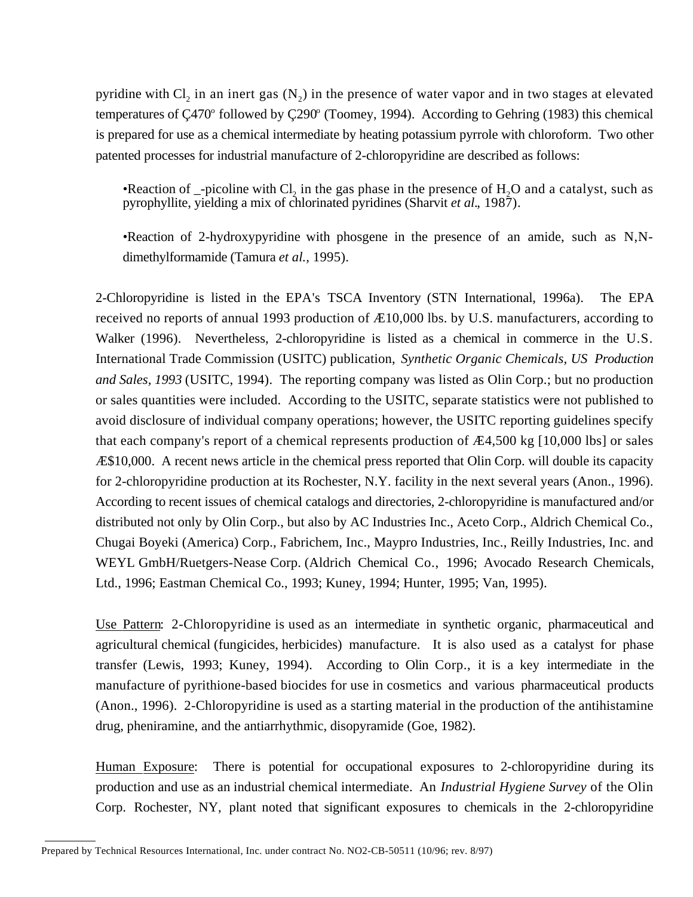pyridine with $Cl_2$ in an inert gas ($N_2$) in the presence of water vapor and in two stages at elevated temperatures of Ç470º followed by Ç290º (Toomey, 1994). According to Gehring (1983) this chemical is prepared for use as a chemical intermediate by heating potassium pyrrole with chloroform. Two other patented processes for industrial manufacture of 2-chloropyridine are described as follows:

•Reaction of _-picoline with $Cl_2$ in the gas phase in the presence of $H_2O$ and a catalyst, such as pyrophyllite, yielding a mix of chlorinated pyridines (Sharvit *et al*., 1987).

•Reaction of 2-hydroxypyridine with phosgene in the presence of an amide, such as N,N-dimethylformamide (Tamura *et al.*, 1995).

2-Chloropyridine is listed in the EPA's TSCA Inventory (STN International, 1996a). The EPA received no reports of annual 1993 production of Æ10,000 lbs. by U.S. manufacturers, according to Walker (1996). Nevertheless, 2-chloropyridine is listed as a chemical in commerce in the U.S. International Trade Commission (USITC) publication, *Synthetic Organic Chemicals, US Production and Sales, 1993* (USITC, 1994). The reporting company was listed as Olin Corp.; but no production or sales quantities were included. According to the USITC, separate statistics were not published to avoid disclosure of individual company operations; however, the USITC reporting guidelines specify that each company's report of a chemical represents production of Æ4,500 kg [10,000 lbs] or sales Æ$10,000. A recent news article in the chemical press reported that Olin Corp. will double its capacity for 2-chloropyridine production at its Rochester, N.Y. facility in the next several years (Anon., 1996). According to recent issues of chemical catalogs and directories, 2-chloropyridine is manufactured and/or distributed not only by Olin Corp., but also by AC Industries Inc., Aceto Corp., Aldrich Chemical Co., Chugai Boyeki (America) Corp., Fabrichem, Inc., Maypro Industries, Inc., Reilly Industries, Inc. and WEYL GmbH/Ruetgers-Nease Corp. (Aldrich Chemical Co., 1996; Avocado Research Chemicals, Ltd., 1996; Eastman Chemical Co., 1993; Kuney, 1994; Hunter, 1995; Van, 1995).

Use Pattern: 2-Chloropyridine is used as an intermediate in synthetic organic, pharmaceutical and agricultural chemical (fungicides, herbicides) manufacture. It is also used as a catalyst for phase transfer (Lewis, 1993; Kuney, 1994). According to Olin Corp., it is a key intermediate in the manufacture of pyrithione-based biocides for use in cosmetics and various pharmaceutical products (Anon., 1996). 2-Chloropyridine is used as a starting material in the production of the antihistamine drug, pheniramine, and the antiarrhythmic, disopyramide (Goe, 1982).

Human Exposure: There is potential for occupational exposures to 2-chloropyridine during its production and use as an industrial chemical intermediate. An *Industrial Hygiene Survey* of the Olin Corp. Rochester, NY, plant noted that significant exposures to chemicals in the 2-chloropyridine

Prepared by Technical Resources International, Inc. under contract No. NO2-CB-50511 (10/96; rev. 8/97)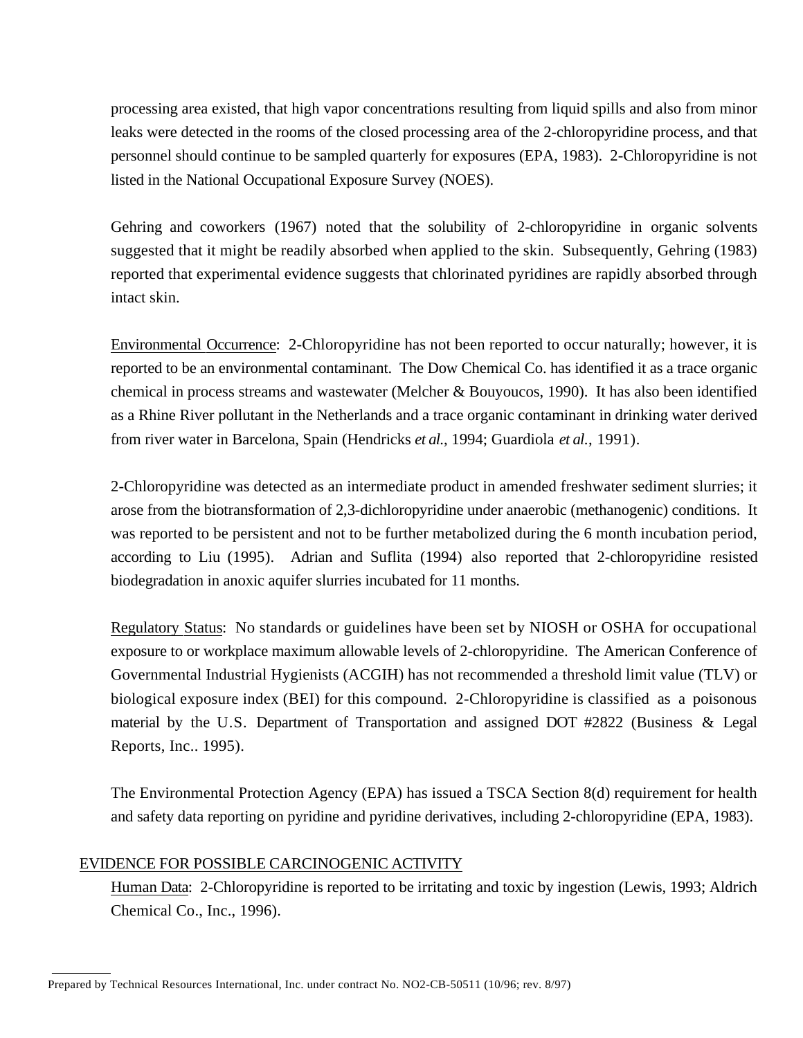processing area existed, that high vapor concentrations resulting from liquid spills and also from minor leaks were detected in the rooms of the closed processing area of the 2-chloropyridine process, and that personnel should continue to be sampled quarterly for exposures (EPA, 1983). 2-Chloropyridine is not listed in the National Occupational Exposure Survey (NOES).

Gehring and coworkers (1967) noted that the solubility of 2-chloropyridine in organic solvents suggested that it might be readily absorbed when applied to the skin. Subsequently, Gehring (1983) reported that experimental evidence suggests that chlorinated pyridines are rapidly absorbed through intact skin.

Environmental Occurrence: 2-Chloropyridine has not been reported to occur naturally; however, it is reported to be an environmental contaminant. The Dow Chemical Co. has identified it as a trace organic chemical in process streams and wastewater (Melcher & Bouyoucos, 1990). It has also been identified as a Rhine River pollutant in the Netherlands and a trace organic contaminant in drinking water derived from river water in Barcelona, Spain (Hendricks *et al.*, 1994; Guardiola *et al.*, 1991).

2-Chloropyridine was detected as an intermediate product in amended freshwater sediment slurries; it arose from the biotransformation of 2,3-dichloropyridine under anaerobic (methanogenic) conditions. It was reported to be persistent and not to be further metabolized during the 6 month incubation period, according to Liu (1995). Adrian and Suflita (1994) also reported that 2-chloropyridine resisted biodegradation in anoxic aquifer slurries incubated for 11 months.

Regulatory Status: No standards or guidelines have been set by NIOSH or OSHA for occupational exposure to or workplace maximum allowable levels of 2-chloropyridine. The American Conference of Governmental Industrial Hygienists (ACGIH) has not recommended a threshold limit value (TLV) or biological exposure index (BEI) for this compound. 2-Chloropyridine is classified as a poisonous material by the U.S. Department of Transportation and assigned DOT #2822 (Business & Legal Reports, Inc.. 1995).

The Environmental Protection Agency (EPA) has issued a TSCA Section 8(d) requirement for health and safety data reporting on pyridine and pyridine derivatives, including 2-chloropyridine (EPA, 1983).

## EVIDENCE FOR POSSIBLE CARCINOGENIC ACTIVITY

Human Data: 2-Chloropyridine is reported to be irritating and toxic by ingestion (Lewis, 1993; Aldrich Chemical Co., Inc., 1996).

Prepared by Technical Resources International, Inc. under contract No. NO2-CB-50511 (10/96; rev. 8/97)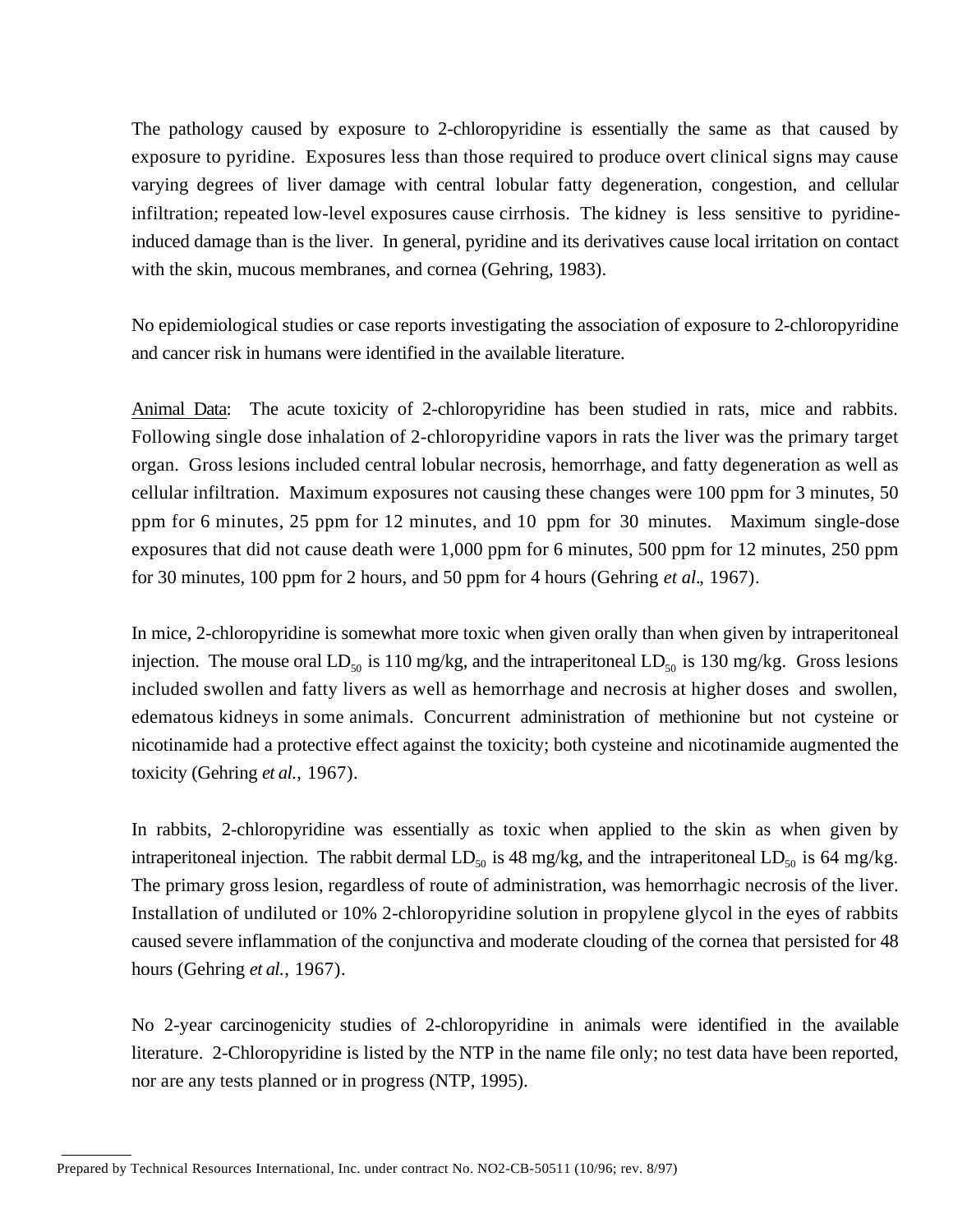The pathology caused by exposure to 2-chloropyridine is essentially the same as that caused by exposure to pyridine. Exposures less than those required to produce overt clinical signs may cause varying degrees of liver damage with central lobular fatty degeneration, congestion, and cellular infiltration; repeated low-level exposures cause cirrhosis. The kidney is less sensitive to pyridine-induced damage than is the liver. In general, pyridine and its derivatives cause local irritation on contact with the skin, mucous membranes, and cornea (Gehring, 1983).

No epidemiological studies or case reports investigating the association of exposure to 2-chloropyridine and cancer risk in humans were identified in the available literature.

Animal Data: The acute toxicity of 2-chloropyridine has been studied in rats, mice and rabbits. Following single dose inhalation of 2-chloropyridine vapors in rats the liver was the primary target organ. Gross lesions included central lobular necrosis, hemorrhage, and fatty degeneration as well as cellular infiltration. Maximum exposures not causing these changes were 100 ppm for 3 minutes, 50 ppm for 6 minutes, 25 ppm for 12 minutes, and 10 ppm for 30 minutes. Maximum single-dose exposures that did not cause death were 1,000 ppm for 6 minutes, 500 ppm for 12 minutes, 250 ppm for 30 minutes, 100 ppm for 2 hours, and 50 ppm for 4 hours (Gehring *et al*., 1967).

In mice, 2-chloropyridine is somewhat more toxic when given orally than when given by intraperitoneal injection. The mouse oral $LD_{50}$ is 110 mg/kg, and the intraperitoneal $LD_{50}$ is 130 mg/kg. Gross lesions included swollen and fatty livers as well as hemorrhage and necrosis at higher doses and swollen, edematous kidneys in some animals. Concurrent administration of methionine but not cysteine or nicotinamide had a protective effect against the toxicity; both cysteine and nicotinamide augmented the toxicity (Gehring *et al.*, 1967).

In rabbits, 2-chloropyridine was essentially as toxic when applied to the skin as when given by intraperitoneal injection. The rabbit dermal $LD_{50}$ is 48 mg/kg, and the intraperitoneal $LD_{50}$ is 64 mg/kg. The primary gross lesion, regardless of route of administration, was hemorrhagic necrosis of the liver. Installation of undiluted or 10% 2-chloropyridine solution in propylene glycol in the eyes of rabbits caused severe inflammation of the conjunctiva and moderate clouding of the cornea that persisted for 48 hours (Gehring *et al.*, 1967).

No 2-year carcinogenicity studies of 2-chloropyridine in animals were identified in the available literature. 2-Chloropyridine is listed by the NTP in the name file only; no test data have been reported, nor are any tests planned or in progress (NTP, 1995).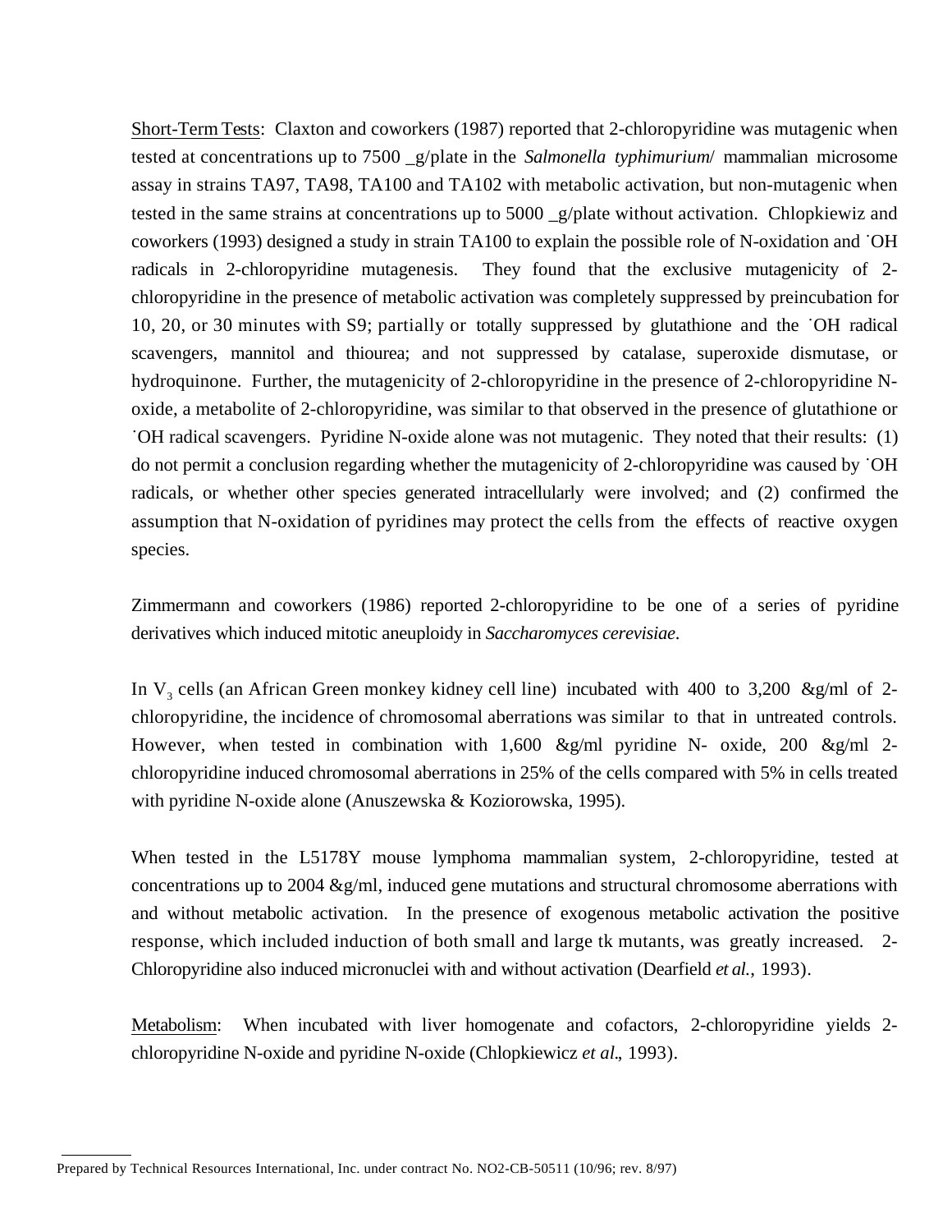Short-Term Tests: Claxton and coworkers (1987) reported that 2-chloropyridine was mutagenic when tested at concentrations up to 7500 _g/plate in the *Salmonella typhimurium*/ mammalian microsome assay in strains TA97, TA98, TA100 and TA102 with metabolic activation, but non-mutagenic when tested in the same strains at concentrations up to 5000 _g/plate without activation. Chlopkiewiz and coworkers (1993) designed a study in strain TA100 to explain the possible role of N-oxidation and ˙OH radicals in 2-chloropyridine mutagenesis. They found that the exclusive mutagenicity of 2-chloropyridine in the presence of metabolic activation was completely suppressed by preincubation for 10, 20, or 30 minutes with S9; partially or totally suppressed by glutathione and the ˙OH radical scavengers, mannitol and thiourea; and not suppressed by catalase, superoxide dismutase, or hydroquinone. Further, the mutagenicity of 2-chloropyridine in the presence of 2-chloropyridine N-oxide, a metabolite of 2-chloropyridine, was similar to that observed in the presence of glutathione or ˙OH radical scavengers. Pyridine N-oxide alone was not mutagenic. They noted that their results: (1) do not permit a conclusion regarding whether the mutagenicity of 2-chloropyridine was caused by ˙OH radicals, or whether other species generated intracellularly were involved; and (2) confirmed the assumption that N-oxidation of pyridines may protect the cells from the effects of reactive oxygen species.

Zimmermann and coworkers (1986) reported 2-chloropyridine to be one of a series of pyridine derivatives which induced mitotic aneuploidy in *Saccharomyces cerevisiae*.

In $V_3$ cells (an African Green monkey kidney cell line) incubated with 400 to 3,200 &g/ml of 2-chloropyridine, the incidence of chromosomal aberrations was similar to that in untreated controls. However, when tested in combination with 1,600 &g/ml pyridine N- oxide, 200 &g/ml 2-chloropyridine induced chromosomal aberrations in 25% of the cells compared with 5% in cells treated with pyridine N-oxide alone (Anuszewska & Koziorowska, 1995).

When tested in the L5178Y mouse lymphoma mammalian system, 2-chloropyridine, tested at concentrations up to 2004 &g/ml, induced gene mutations and structural chromosome aberrations with and without metabolic activation. In the presence of exogenous metabolic activation the positive response, which included induction of both small and large tk mutants, was greatly increased. 2-Chloropyridine also induced micronuclei with and without activation (Dearfield *et al.*, 1993).

Metabolism: When incubated with liver homogenate and cofactors, 2-chloropyridine yields 2-chloropyridine N-oxide and pyridine N-oxide (Chlopkiewicz *et al*., 1993).

Prepared by Technical Resources International, Inc. under contract No. NO2-CB-50511 (10/96; rev. 8/97)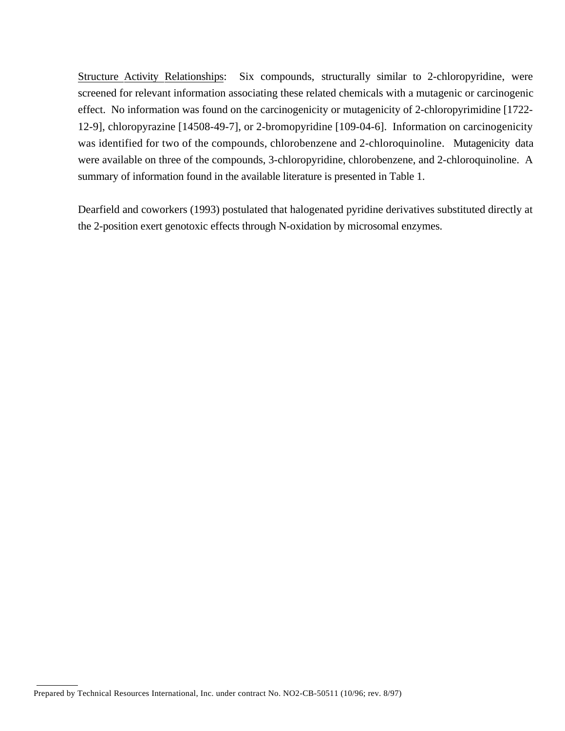<u>Structure Activity Relationships</u>: Six compounds, structurally similar to 2-chloropyridine, were screened for relevant information associating these related chemicals with a mutagenic or carcinogenic effect. No information was found on the carcinogenicity or mutagenicity of 2-chloropyrimidine [1722-12-9], chloropyrazine [14508-49-7], or 2-bromopyridine [109-04-6]. Information on carcinogenicity was identified for two of the compounds, chlorobenzene and 2-chloroquinoline. Mutagenicity data were available on three of the compounds, 3-chloropyridine, chlorobenzene, and 2-chloroquinoline. A summary of information found in the available literature is presented in Table 1.

Dearfield and coworkers (1993) postulated that halogenated pyridine derivatives substituted directly at the 2-position exert genotoxic effects through N-oxidation by microsomal enzymes.

Prepared by Technical Resources International, Inc. under contract No. NO2-CB-50511 (10/96; rev. 8/97)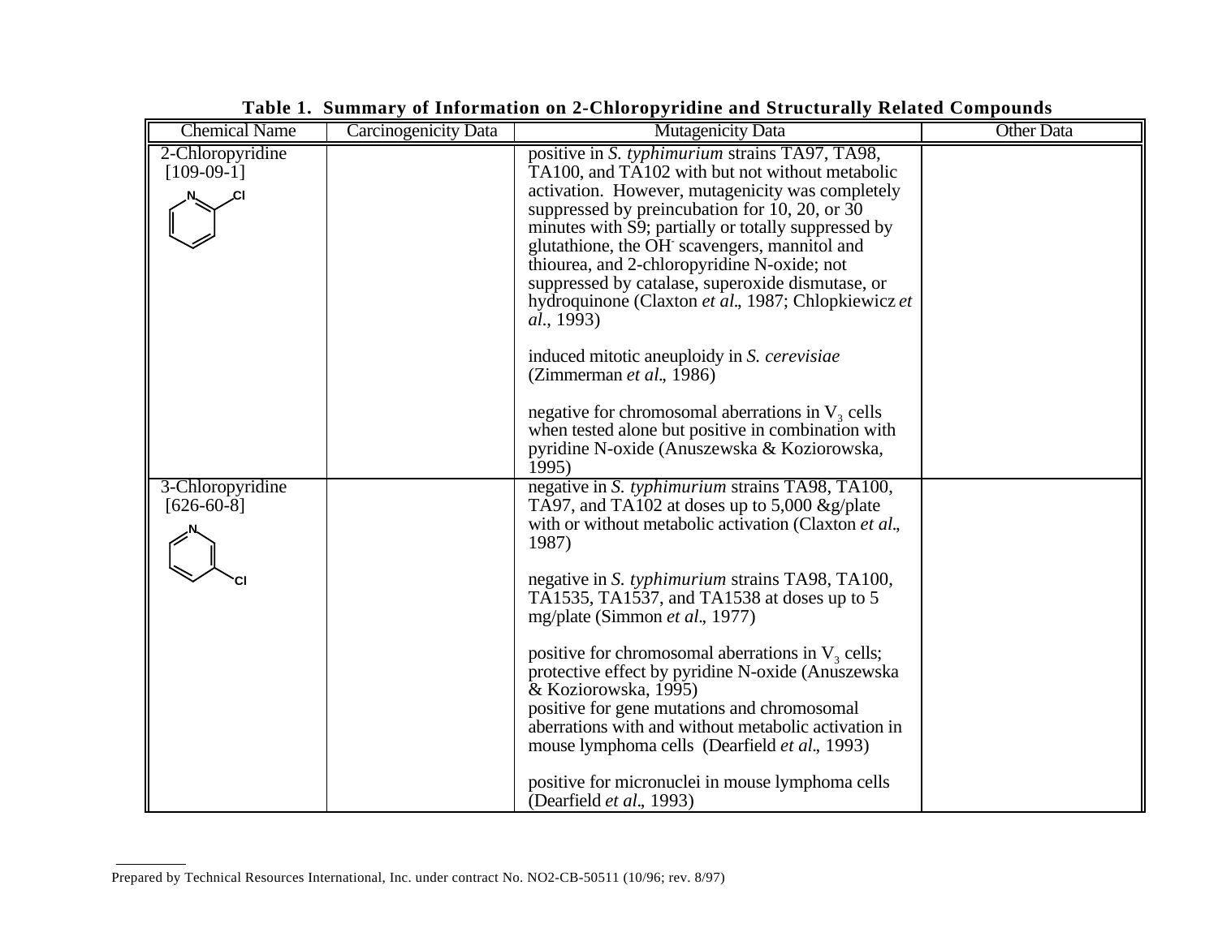**Table 1. Summary of Information on 2-Chloropyridine and Structurally Related Compounds**

| Chemical Name | Carcinogenicity Data | Mutagenicity Data | Other Data |
|---|---|---|---|
| 2-Chloropyridine [109-09-1] | | positive in *S. typhimurium* strains TA97, TA98, TA100, and TA102 with but not without metabolic activation. However, mutagenicity was completely suppressed by preincubation for 10, 20, or 30 minutes with S9; partially or totally suppressed by glutathione, the $OH^-$ scavengers, mannitol and thiourea, and 2-chloropyridine N-oxide; not suppressed by catalase, superoxide dismutase, or hydroquinone (Claxton *et al*., 1987; Chlopkiewicz *et al*., 1993)<br><br>induced mitotic aneuploidy in *S. cerevisiae* (Zimmerman *et al*., 1986)<br><br>negative for chromosomal aberrations in $V_3$ cells when tested alone but positive in combination with pyridine N-oxide (Anuszewska & Koziorowska, 1995) | |
| 3-Chloropyridine [626-60-8] | | negative in *S. typhimurium* strains TA98, TA100, TA97, and TA102 at doses up to 5,000 &g/plate with or without metabolic activation (Claxton *et al*., 1987)<br><br>negative in *S. typhimurium* strains TA98, TA100, TA1535, TA1537, and TA1538 at doses up to 5 mg/plate (Simmon *et al*., 1977)<br><br>positive for chromosomal aberrations in $V_3$ cells; protective effect by pyridine N-oxide (Anuszewska & Koziorowska, 1995)<br>positive for gene mutations and chromosomal aberrations with and without metabolic activation in mouse lymphoma cells (Dearfield *et al*., 1993)<br><br>positive for micronuclei in mouse lymphoma cells (Dearfield *et al*., 1993) | |

Prepared by Technical Resources International, Inc. under contract No. NO2-CB-50511 (10/96; rev. 8/97)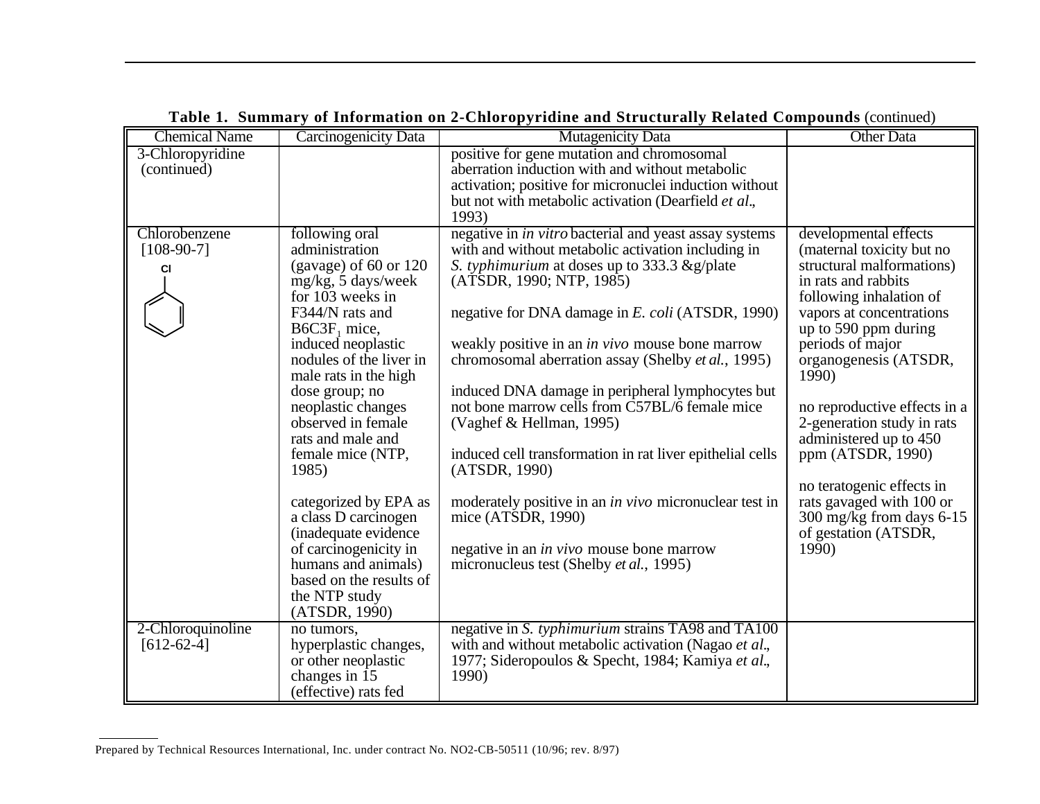**Table 1. Summary of Information on 2-Chloropyridine and Structurally Related Compounds** (continued)

| Chemical Name | Carcinogenicity Data | Mutagenicity Data | Other Data |
|---|---|---|---|
| 3-Chloropyridine (continued) | | positive for gene mutation and chromosomal aberration induction with and without metabolic activation; positive for micronuclei induction without but not with metabolic activation (Dearfield *et al*., 1993) | |
| Chlorobenzene [108-90-7] | following oral administration (gavage) of 60 or 120 mg/kg, 5 days/week for 103 weeks in F344/N rats and $B6C3F_1$ mice, induced neoplastic nodules of the liver in male rats in the high dose group; no neoplastic changes observed in female rats and male and female mice (NTP, 1985)<br><br>categorized by EPA as a class D carcinogen (inadequate evidence of carcinogenicity in humans and animals) based on the results of the NTP study (ATSDR, 1990) | negative in *in vitro* bacterial and yeast assay systems with and without metabolic activation including in *S. typhimurium* at doses up to 333.3 &g/plate (ATSDR, 1990; NTP, 1985)<br><br>negative for DNA damage in *E. coli* (ATSDR, 1990)<br><br>weakly positive in an *in vivo* mouse bone marrow chromosomal aberration assay (Shelby *et al.*, 1995)<br><br>induced DNA damage in peripheral lymphocytes but not bone marrow cells from C57BL/6 female mice (Vaghef & Hellman, 1995)<br><br>induced cell transformation in rat liver epithelial cells (ATSDR, 1990)<br><br>moderately positive in an *in vivo* micronuclear test in mice (ATSDR, 1990)<br><br>negative in an *in vivo* mouse bone marrow micronucleus test (Shelby *et al.*, 1995) | developmental effects (maternal toxicity but no structural malformations) in rats and rabbits following inhalation of vapors at concentrations up to 590 ppm during periods of major organogenesis (ATSDR, 1990)<br><br>no reproductive effects in a 2-generation study in rats administered up to 450 ppm (ATSDR, 1990)<br><br>no teratogenic effects in rats gavaged with 100 or 300 mg/kg from days 6-15 of gestation (ATSDR, 1990) |
| 2-Chloroquinoline [612-62-4] | no tumors, hyperplastic changes, or other neoplastic changes in 15 (effective) rats fed | negative in *S. typhimurium* strains TA98 and TA100 with and without metabolic activation (Nagao *et al*., 1977; Sideropoulos & Specht, 1984; Kamiya *et al*., 1990) | |

Prepared by Technical Resources International, Inc. under contract No. NO2-CB-50511 (10/96; rev. 8/97)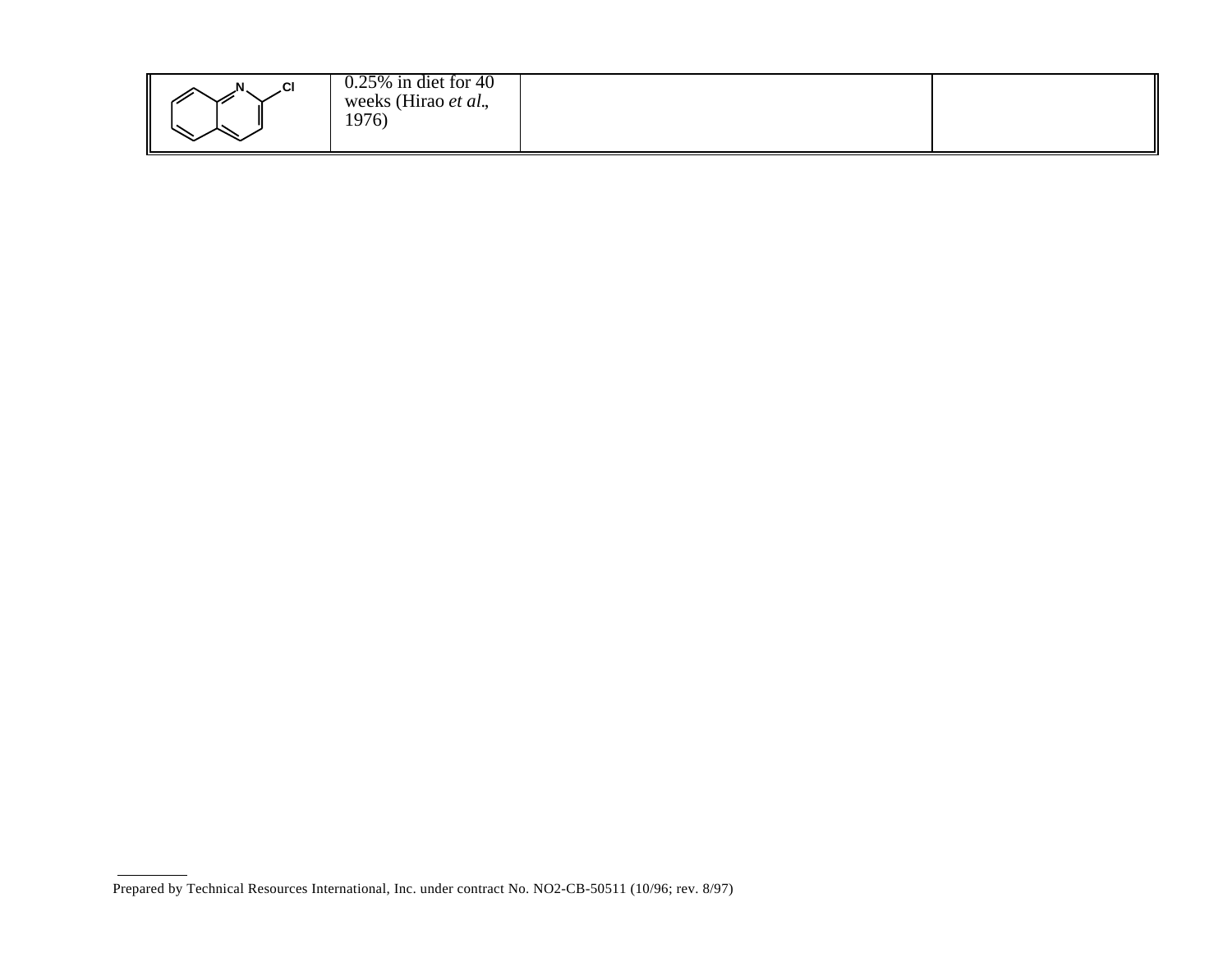| | | | |
|---|---|---|---|
| 2-Chloroquinoline (structure: quinoline ring with Cl at position 2) | 0.25% in diet for 40 weeks (Hirao *et al*., 1976) | | |

Prepared by Technical Resources International, Inc. under contract No. NO2-CB-50511 (10/96; rev. 8/97)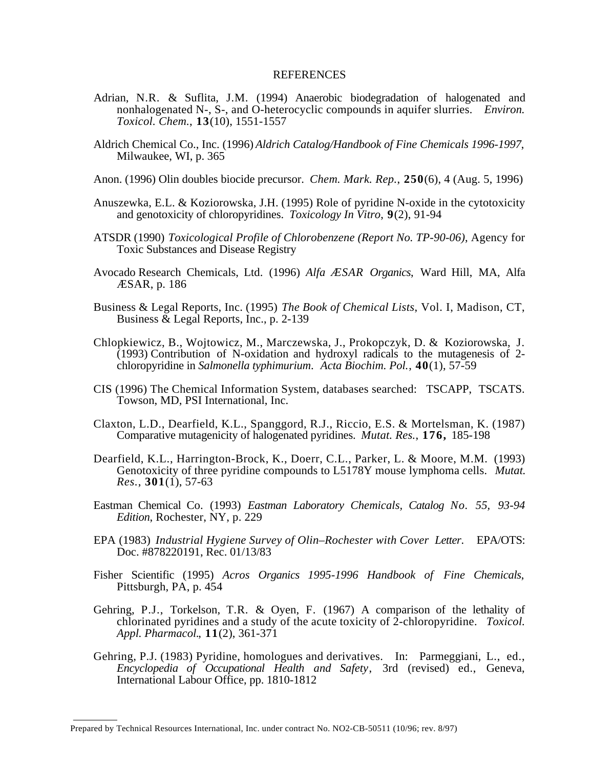## REFERENCES

Adrian, N.R. & Suflita, J.M. (1994) Anaerobic biodegradation of halogenated and nonhalogenated N-, S-, and O-heterocyclic compounds in aquifer slurries. *Environ. Toxicol. Chem.*, **13**(10), 1551-1557

Aldrich Chemical Co., Inc. (1996) *Aldrich Catalog/Handbook of Fine Chemicals 1996-1997*, Milwaukee, WI, p. 365

Anon. (1996) Olin doubles biocide precursor. *Chem. Mark. Rep.*, **250**(6), 4 (Aug. 5, 1996)

Anuszewka, E.L. & Koziorowska, J.H. (1995) Role of pyridine N-oxide in the cytotoxicity and genotoxicity of chloropyridines. *Toxicology In Vitro*, **9**(2), 91-94

ATSDR (1990) *Toxicological Profile of Chlorobenzene (Report No. TP-90-06)*, Agency for Toxic Substances and Disease Registry

Avocado Research Chemicals, Ltd. (1996) *Alfa ÆSAR Organics*, Ward Hill, MA, Alfa ÆSAR, p. 186

Business & Legal Reports, Inc. (1995) *The Book of Chemical Lists*, Vol. I, Madison, CT, Business & Legal Reports, Inc., p. 2-139

Chlopkiewicz, B., Wojtowicz, M., Marczewska, J., Prokopczyk, D. & Koziorowska, J. (1993) Contribution of N-oxidation and hydroxyl radicals to the mutagenesis of 2-chloropyridine in *Salmonella typhimurium*. *Acta Biochim. Pol.*, **40**(1), 57-59

CIS (1996) The Chemical Information System, databases searched: TSCAPP, TSCATS. Towson, MD, PSI International, Inc.

Claxton, L.D., Dearfield, K.L., Spanggord, R.J., Riccio, E.S. & Mortelsman, K. (1987) Comparative mutagenicity of halogenated pyridines. *Mutat. Res.*, **176,** 185-198

Dearfield, K.L., Harrington-Brock, K., Doerr, C.L., Parker, L. & Moore, M.M. (1993) Genotoxicity of three pyridine compounds to L5178Y mouse lymphoma cells. *Mutat. Res.*, **301**(1), 57-63

Eastman Chemical Co. (1993) *Eastman Laboratory Chemicals, Catalog No. 55, 93-94 Edition*, Rochester, NY, p. 229

EPA (1983) *Industrial Hygiene Survey of Olin–Rochester with Cover Letter.* EPA/OTS: Doc. #878220191, Rec. 01/13/83

Fisher Scientific (1995) *Acros Organics 1995-1996 Handbook of Fine Chemicals*, Pittsburgh, PA, p. 454

Gehring, P.J., Torkelson, T.R. & Oyen, F. (1967) A comparison of the lethality of chlorinated pyridines and a study of the acute toxicity of 2-chloropyridine. *Toxicol. Appl. Pharmacol.*, **11**(2), 361-371

Gehring, P.J. (1983) Pyridine, homologues and derivatives. In: Parmeggiani, L., ed., *Encyclopedia of Occupational Health and Safety*, 3rd (revised) ed., Geneva, International Labour Office, pp. 1810-1812

Prepared by Technical Resources International, Inc. under contract No. NO2-CB-50511 (10/96; rev. 8/97)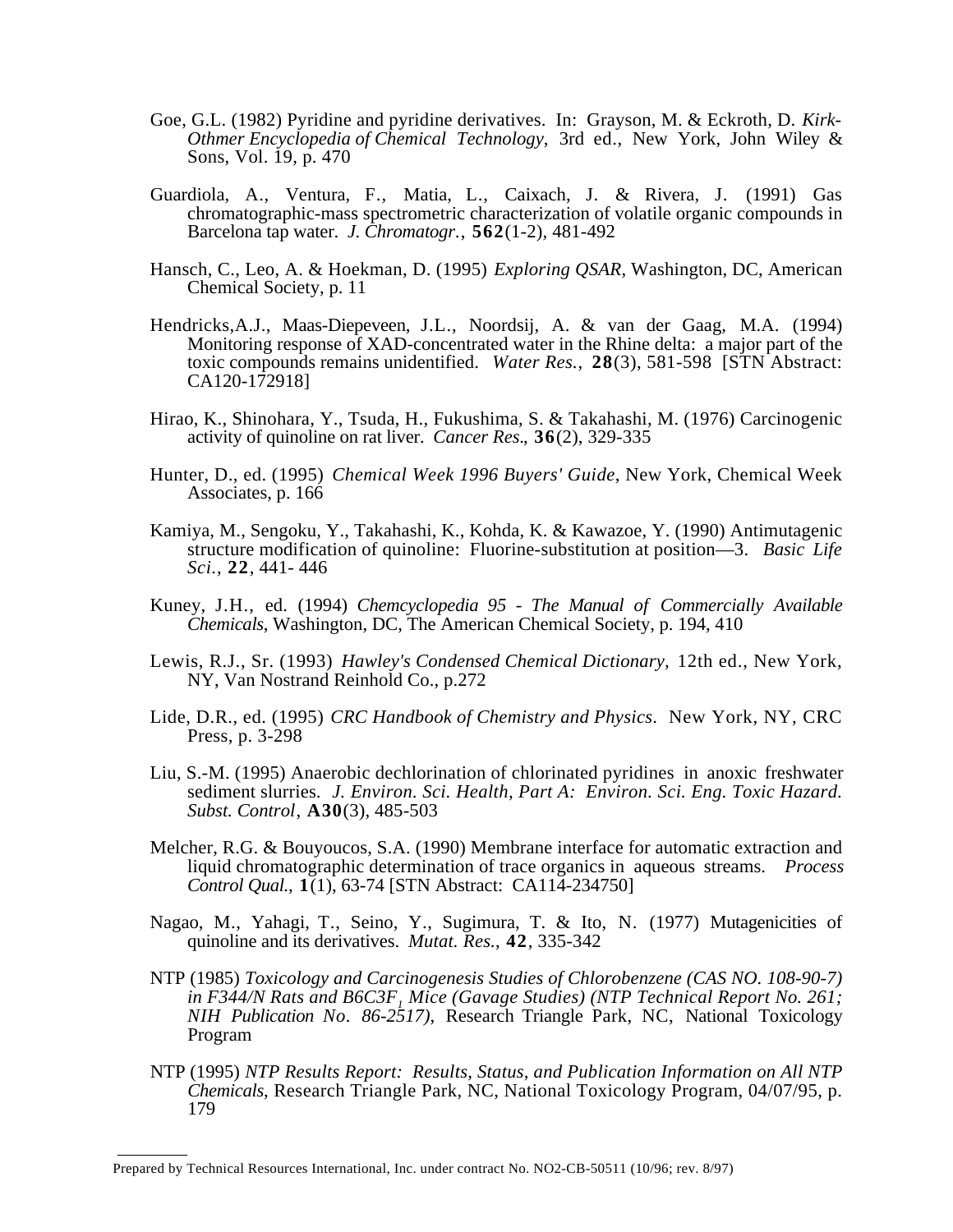Goe, G.L. (1982) Pyridine and pyridine derivatives. In: Grayson, M. & Eckroth, D. *Kirk-Othmer Encyclopedia of Chemical Technology*, 3rd ed., New York, John Wiley & Sons, Vol. 19, p. 470

Guardiola, A., Ventura, F., Matia, L., Caixach, J. & Rivera, J. (1991) Gas chromatographic-mass spectrometric characterization of volatile organic compounds in Barcelona tap water. *J. Chromatogr.*, **562**(1-2), 481-492

Hansch, C., Leo, A. & Hoekman, D. (1995) *Exploring QSAR*, Washington, DC, American Chemical Society, p. 11

Hendricks,A.J., Maas-Diepeveen, J.L., Noordsij, A. & van der Gaag, M.A. (1994) Monitoring response of XAD-concentrated water in the Rhine delta: a major part of the toxic compounds remains unidentified. *Water Res.*, **28**(3), 581-598 [STN Abstract: CA120-172918]

Hirao, K., Shinohara, Y., Tsuda, H., Fukushima, S. & Takahashi, M. (1976) Carcinogenic activity of quinoline on rat liver. *Cancer Res.*, **36**(2), 329-335

Hunter, D., ed. (1995) *Chemical Week 1996 Buyers' Guide*, New York, Chemical Week Associates, p. 166

Kamiya, M., Sengoku, Y., Takahashi, K., Kohda, K. & Kawazoe, Y. (1990) Antimutagenic structure modification of quinoline: Fluorine-substitution at position—3. *Basic Life Sci.*, **22**, 441- 446

Kuney, J.H., ed. (1994) *Chemcyclopedia 95 - The Manual of Commercially Available Chemicals*, Washington, DC, The American Chemical Society, p. 194, 410

Lewis, R.J., Sr. (1993) *Hawley's Condensed Chemical Dictionary*, 12th ed., New York, NY, Van Nostrand Reinhold Co., p.272

Lide, D.R., ed. (1995) *CRC Handbook of Chemistry and Physics*. New York, NY, CRC Press, p. 3-298

Liu, S.-M. (1995) Anaerobic dechlorination of chlorinated pyridines in anoxic freshwater sediment slurries. *J. Environ. Sci. Health, Part A: Environ. Sci. Eng. Toxic Hazard. Subst. Control*, **A30**(3), 485-503

Melcher, R.G. & Bouyoucos, S.A. (1990) Membrane interface for automatic extraction and liquid chromatographic determination of trace organics in aqueous streams. *Process Control Qual.*, **1**(1), 63-74 [STN Abstract: CA114-234750]

Nagao, M., Yahagi, T., Seino, Y., Sugimura, T. & Ito, N. (1977) Mutagenicities of quinoline and its derivatives. *Mutat. Res.*, **42**, 335-342

NTP (1985) *Toxicology and Carcinogenesis Studies of Chlorobenzene (CAS NO. 108-90-7) in F344/N Rats and B6C3F$_1$ Mice (Gavage Studies) (NTP Technical Report No. 261; NIH Publication No. 86-2517)*, Research Triangle Park, NC, National Toxicology Program

NTP (1995) *NTP Results Report: Results, Status, and Publication Information on All NTP Chemicals*, Research Triangle Park, NC, National Toxicology Program, 04/07/95, p. 179

Prepared by Technical Resources International, Inc. under contract No. NO2-CB-50511 (10/96; rev. 8/97)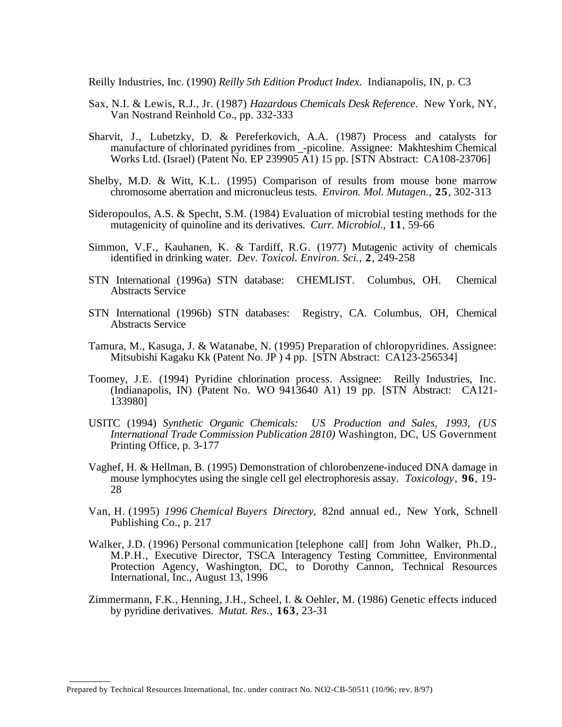Reilly Industries, Inc. (1990) *Reilly 5th Edition Product Index.* Indianapolis, IN, p. C3

Sax, N.I. & Lewis, R.J., Jr. (1987) *Hazardous Chemicals Desk Reference*. New York, NY, Van Nostrand Reinhold Co., pp. 332-333

Sharvit, J., Lubetzky, D. & Pereferkovich, A.A. (1987) Process and catalysts for manufacture of chlorinated pyridines from _-picoline. Assignee: Makhteshim Chemical Works Ltd. (Israel) (Patent No. EP 239905 A1) 15 pp. [STN Abstract: CA108-23706]

Shelby, M.D. & Witt, K.L. (1995) Comparison of results from mouse bone marrow chromosome aberration and micronucleus tests. *Environ. Mol. Mutagen.*, **25**, 302-313

Sideropoulos, A.S. & Specht, S.M. (1984) Evaluation of microbial testing methods for the mutagenicity of quinoline and its derivatives. *Curr. Microbiol.*, **11**, 59-66

Simmon, V.F., Kauhanen, K. & Tardiff, R.G. (1977) Mutagenic activity of chemicals identified in drinking water. *Dev. Toxicol. Environ. Sci.*, **2**, 249-258

STN International (1996a) STN database: CHEMLIST. Columbus, OH. Chemical Abstracts Service

STN International (1996b) STN databases: Registry, CA. Columbus, OH, Chemical Abstracts Service

Tamura, M., Kasuga, J. & Watanabe, N. (1995) Preparation of chloropyridines. Assignee: Mitsubishi Kagaku Kk (Patent No. JP ) 4 pp. [STN Abstract: CA123-256534]

Toomey, J.E. (1994) Pyridine chlorination process. Assignee: Reilly Industries, Inc. (Indianapolis, IN) (Patent No. WO 9413640 A1) 19 pp. [STN Abstract: CA121-133980]

USITC (1994) *Synthetic Organic Chemicals: US Production and Sales, 1993, (US International Trade Commission Publication 2810)* Washington, DC, US Government Printing Office, p. 3-177

Vaghef, H. & Hellman, B. (1995) Demonstration of chlorobenzene-induced DNA damage in mouse lymphocytes using the single cell gel electrophoresis assay. *Toxicology*, **96**, 19-28

Van, H. (1995) *1996 Chemical Buyers Directory*, 82nd annual ed., New York, Schnell Publishing Co., p. 217

Walker, J.D. (1996) Personal communication [telephone call] from John Walker, Ph.D., M.P.H., Executive Director, TSCA Interagency Testing Committee, Environmental Protection Agency, Washington, DC, to Dorothy Cannon, Technical Resources International, Inc., August 13, 1996

Zimmermann, F.K., Henning, J.H., Scheel, I. & Oehler, M. (1986) Genetic effects induced by pyridine derivatives. *Mutat. Res.*, **163**, 23-31

Prepared by Technical Resources International, Inc. under contract No. NO2-CB-50511 (10/96; rev. 8/97)